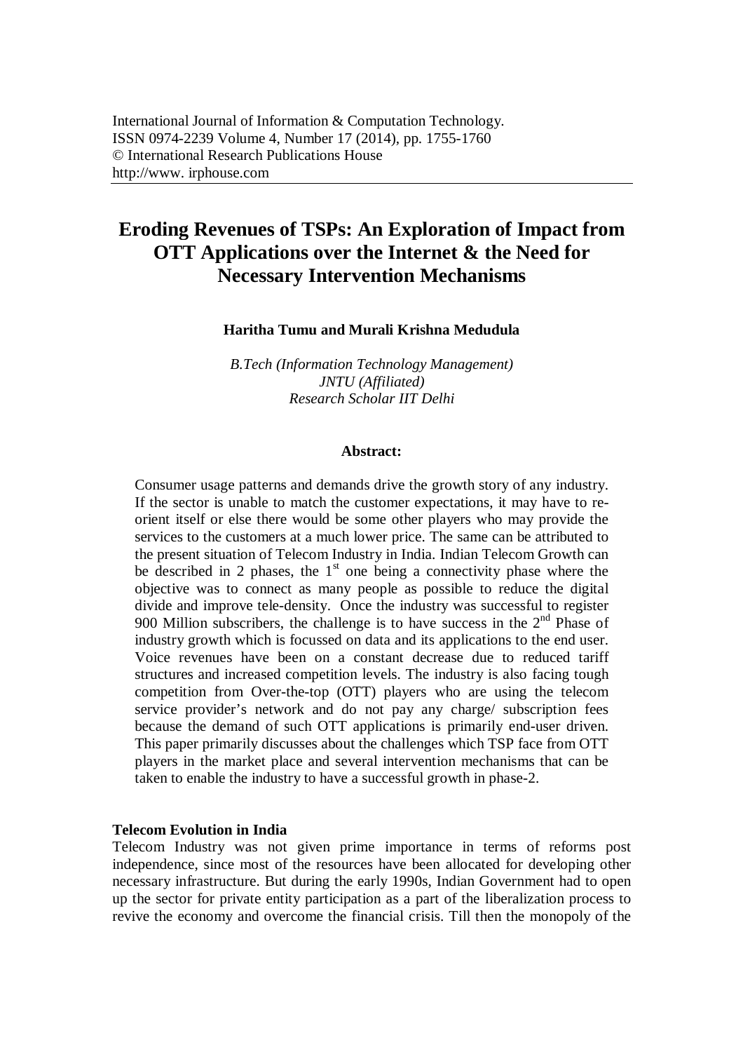International Journal of Information & Computation Technology.
ISSN 0974-2239 Volume 4, Number 17 (2014), pp. 1755-1760
© International Research Publications House
http://www. irphouse.com

# Eroding Revenues of TSPs: An Exploration of Impact from OTT Applications over the Internet & the Need for Necessary Intervention Mechanisms

**Haritha Tumu and Murali Krishna Medudula**

*B.Tech (Information Technology Management)*
*JNTU (Affiliated)*
*Research Scholar IIT Delhi*

**Abstract:**

Consumer usage patterns and demands drive the growth story of any industry. If the sector is unable to match the customer expectations, it may have to re-orient itself or else there would be some other players who may provide the services to the customers at a much lower price. The same can be attributed to the present situation of Telecom Industry in India. Indian Telecom Growth can be described in 2 phases, the 1st one being a connectivity phase where the objective was to connect as many people as possible to reduce the digital divide and improve tele-density. Once the industry was successful to register 900 Million subscribers, the challenge is to have success in the 2nd Phase of industry growth which is focussed on data and its applications to the end user. Voice revenues have been on a constant decrease due to reduced tariff structures and increased competition levels. The industry is also facing tough competition from Over-the-top (OTT) players who are using the telecom service provider's network and do not pay any charge/ subscription fees because the demand of such OTT applications is primarily end-user driven. This paper primarily discusses about the challenges which TSP face from OTT players in the market place and several intervention mechanisms that can be taken to enable the industry to have a successful growth in phase-2.

## Telecom Evolution in India

Telecom Industry was not given prime importance in terms of reforms post independence, since most of the resources have been allocated for developing other necessary infrastructure. But during the early 1990s, Indian Government had to open up the sector for private entity participation as a part of the liberalization process to revive the economy and overcome the financial crisis. Till then the monopoly of the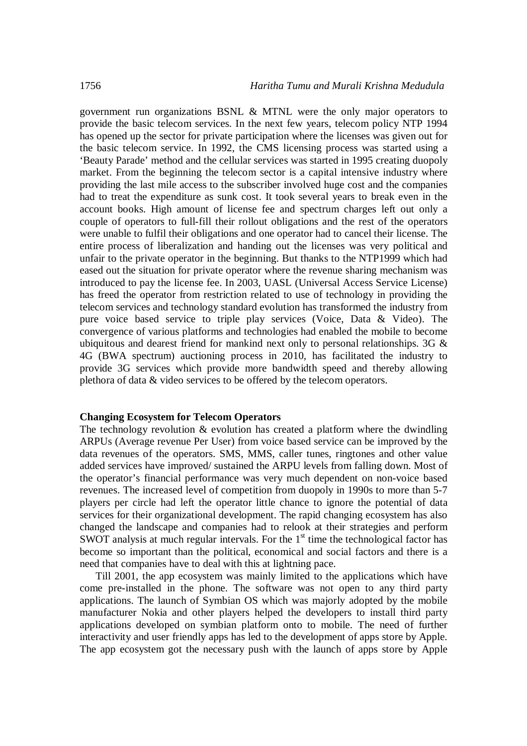government run organizations BSNL & MTNL were the only major operators to provide the basic telecom services. In the next few years, telecom policy NTP 1994 has opened up the sector for private participation where the licenses was given out for the basic telecom service. In 1992, the CMS licensing process was started using a 'Beauty Parade' method and the cellular services was started in 1995 creating duopoly market. From the beginning the telecom sector is a capital intensive industry where providing the last mile access to the subscriber involved huge cost and the companies had to treat the expenditure as sunk cost. It took several years to break even in the account books. High amount of license fee and spectrum charges left out only a couple of operators to full-fill their rollout obligations and the rest of the operators were unable to fulfil their obligations and one operator had to cancel their license. The entire process of liberalization and handing out the licenses was very political and unfair to the private operator in the beginning. But thanks to the NTP1999 which had eased out the situation for private operator where the revenue sharing mechanism was introduced to pay the license fee. In 2003, UASL (Universal Access Service License) has freed the operator from restriction related to use of technology in providing the telecom services and technology standard evolution has transformed the industry from pure voice based service to triple play services (Voice, Data & Video). The convergence of various platforms and technologies had enabled the mobile to become ubiquitous and dearest friend for mankind next only to personal relationships. 3G & 4G (BWA spectrum) auctioning process in 2010, has facilitated the industry to provide 3G services which provide more bandwidth speed and thereby allowing plethora of data & video services to be offered by the telecom operators.

**Changing Ecosystem for Telecom Operators**

The technology revolution & evolution has created a platform where the dwindling ARPUs (Average revenue Per User) from voice based service can be improved by the data revenues of the operators. SMS, MMS, caller tunes, ringtones and other value added services have improved/ sustained the ARPU levels from falling down. Most of the operator's financial performance was very much dependent on non-voice based revenues. The increased level of competition from duopoly in 1990s to more than 5-7 players per circle had left the operator little chance to ignore the potential of data services for their organizational development. The rapid changing ecosystem has also changed the landscape and companies had to relook at their strategies and perform SWOT analysis at much regular intervals. For the 1st time the technological factor has become so important than the political, economical and social factors and there is a need that companies have to deal with this at lightning pace.

Till 2001, the app ecosystem was mainly limited to the applications which have come pre-installed in the phone. The software was not open to any third party applications. The launch of Symbian OS which was majorly adopted by the mobile manufacturer Nokia and other players helped the developers to install third party applications developed on symbian platform onto to mobile. The need of further interactivity and user friendly apps has led to the development of apps store by Apple. The app ecosystem got the necessary push with the launch of apps store by Apple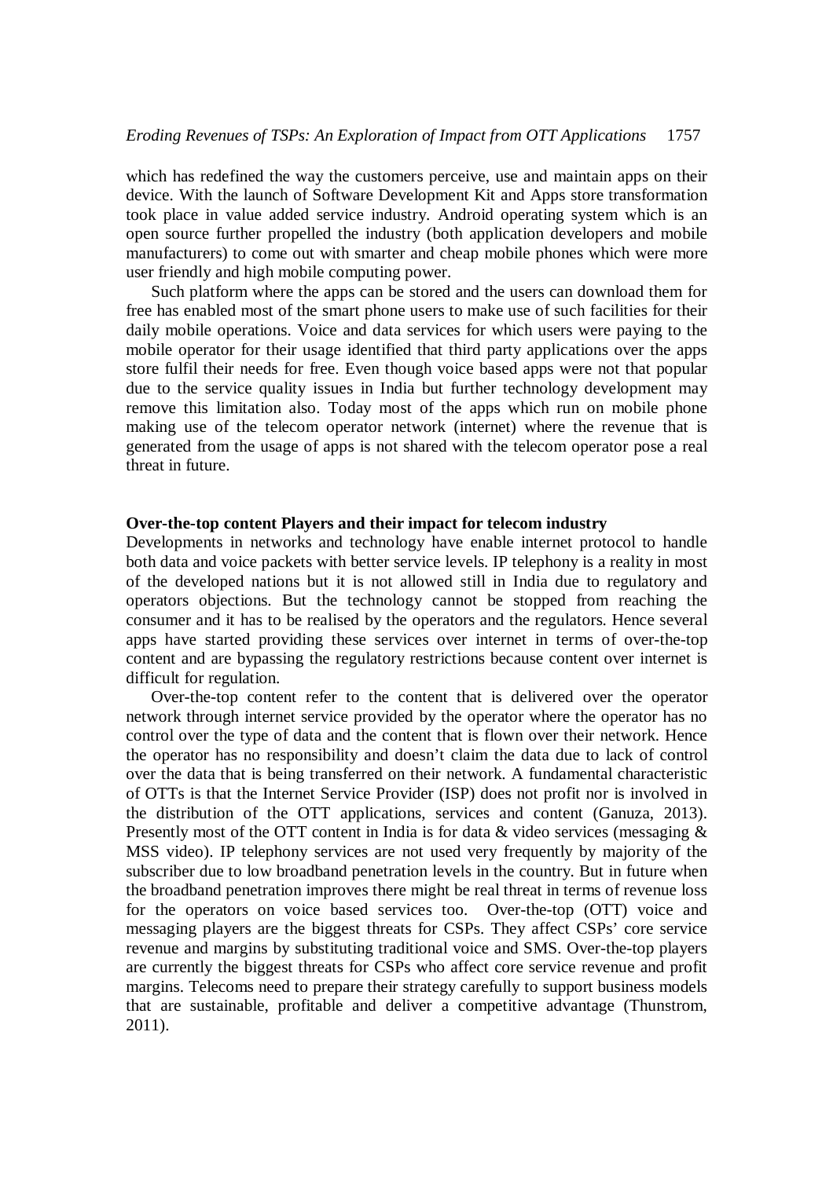which has redefined the way the customers perceive, use and maintain apps on their device. With the launch of Software Development Kit and Apps store transformation took place in value added service industry. Android operating system which is an open source further propelled the industry (both application developers and mobile manufacturers) to come out with smarter and cheap mobile phones which were more user friendly and high mobile computing power.

Such platform where the apps can be stored and the users can download them for free has enabled most of the smart phone users to make use of such facilities for their daily mobile operations. Voice and data services for which users were paying to the mobile operator for their usage identified that third party applications over the apps store fulfil their needs for free. Even though voice based apps were not that popular due to the service quality issues in India but further technology development may remove this limitation also. Today most of the apps which run on mobile phone making use of the telecom operator network (internet) where the revenue that is generated from the usage of apps is not shared with the telecom operator pose a real threat in future.

**Over-the-top content Players and their impact for telecom industry**

Developments in networks and technology have enable internet protocol to handle both data and voice packets with better service levels. IP telephony is a reality in most of the developed nations but it is not allowed still in India due to regulatory and operators objections. But the technology cannot be stopped from reaching the consumer and it has to be realised by the operators and the regulators. Hence several apps have started providing these services over internet in terms of over-the-top content and are bypassing the regulatory restrictions because content over internet is difficult for regulation.

Over-the-top content refer to the content that is delivered over the operator network through internet service provided by the operator where the operator has no control over the type of data and the content that is flown over their network. Hence the operator has no responsibility and doesn't claim the data due to lack of control over the data that is being transferred on their network. A fundamental characteristic of OTTs is that the Internet Service Provider (ISP) does not profit nor is involved in the distribution of the OTT applications, services and content (Ganuza, 2013). Presently most of the OTT content in India is for data & video services (messaging & MSS video). IP telephony services are not used very frequently by majority of the subscriber due to low broadband penetration levels in the country. But in future when the broadband penetration improves there might be real threat in terms of revenue loss for the operators on voice based services too. Over-the-top (OTT) voice and messaging players are the biggest threats for CSPs. They affect CSPs' core service revenue and margins by substituting traditional voice and SMS. Over-the-top players are currently the biggest threats for CSPs who affect core service revenue and profit margins. Telecoms need to prepare their strategy carefully to support business models that are sustainable, profitable and deliver a competitive advantage (Thunstrom, 2011).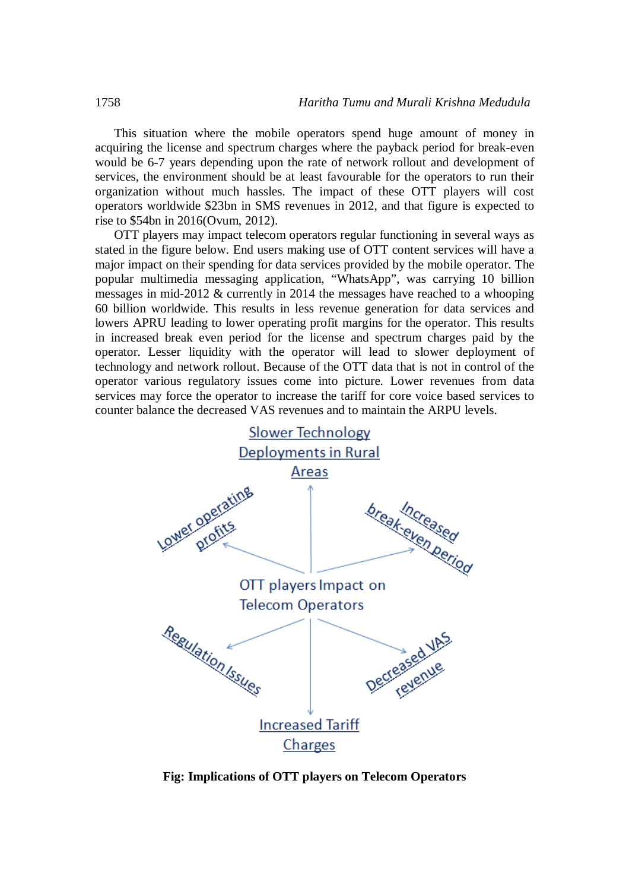This situation where the mobile operators spend huge amount of money in acquiring the license and spectrum charges where the payback period for break-even would be 6-7 years depending upon the rate of network rollout and development of services, the environment should be at least favourable for the operators to run their organization without much hassles. The impact of these OTT players will cost operators worldwide $23bn in SMS revenues in 2012, and that figure is expected to rise to $54bn in 2016(Ovum, 2012).

OTT players may impact telecom operators regular functioning in several ways as stated in the figure below. End users making use of OTT content services will have a major impact on their spending for data services provided by the mobile operator. The popular multimedia messaging application, "WhatsApp", was carrying 10 billion messages in mid-2012 & currently in 2014 the messages have reached to a whooping 60 billion worldwide. This results in less revenue generation for data services and lowers APRU leading to lower operating profit margins for the operator. This results in increased break even period for the license and spectrum charges paid by the operator. Lesser liquidity with the operator will lead to slower deployment of technology and network rollout. Because of the OTT data that is not in control of the operator various regulatory issues come into picture. Lower revenues from data services may force the operator to increase the tariff for core voice based services to counter balance the decreased VAS revenues and to maintain the ARPU levels.

Slower Technology Deployments in Rural Areas

Lower operating profits

Increased break-even period

OTT players Impact on Telecom Operators

Regulation Issues

Decreased VAS revenue

Increased Tariff Charges

**Fig: Implications of OTT players on Telecom Operators**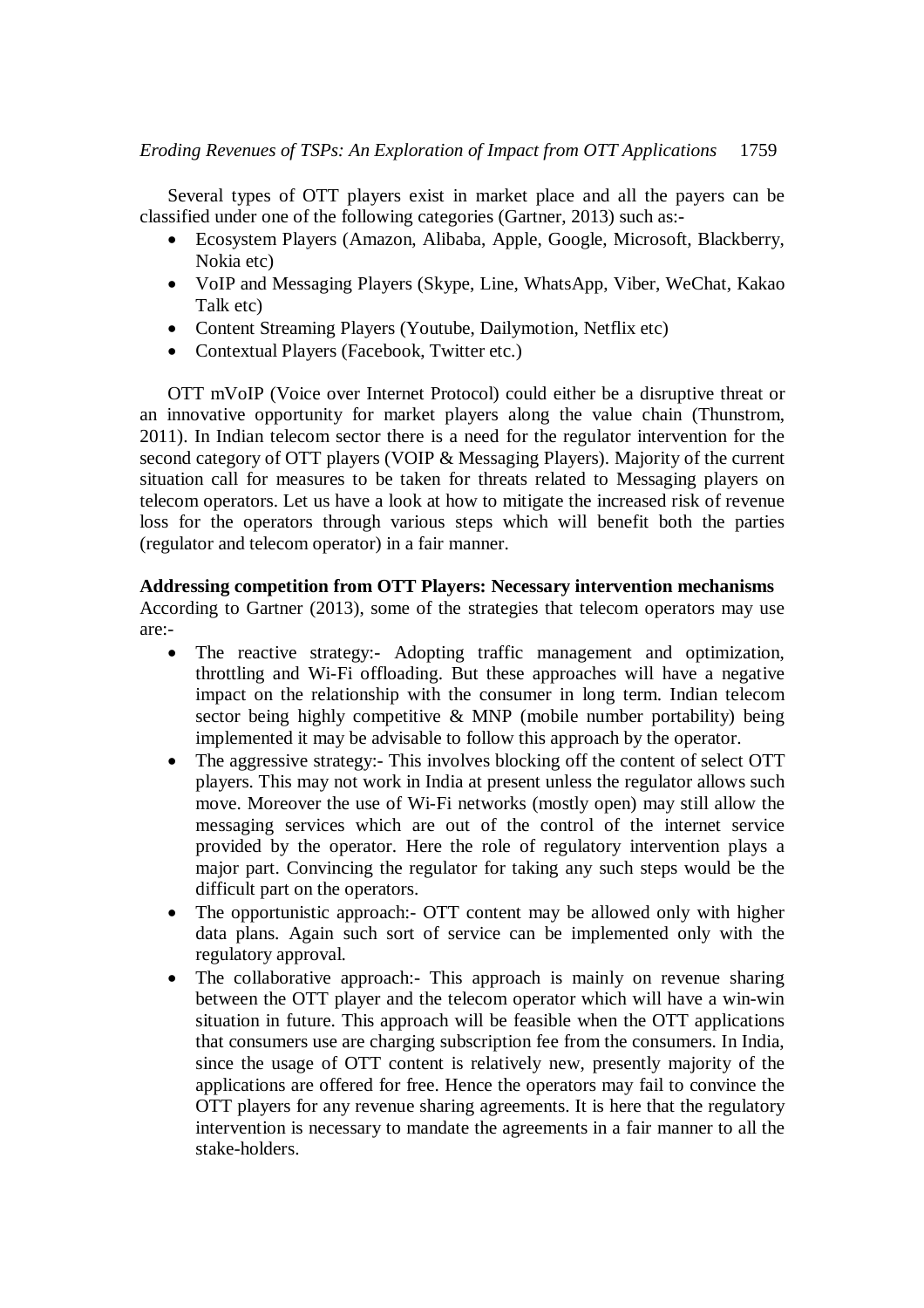Several types of OTT players exist in market place and all the payers can be classified under one of the following categories (Gartner, 2013) such as:-

- Ecosystem Players (Amazon, Alibaba, Apple, Google, Microsoft, Blackberry, Nokia etc)
- VoIP and Messaging Players (Skype, Line, WhatsApp, Viber, WeChat, Kakao Talk etc)
- Content Streaming Players (Youtube, Dailymotion, Netflix etc)
- Contextual Players (Facebook, Twitter etc.)

OTT mVoIP (Voice over Internet Protocol) could either be a disruptive threat or an innovative opportunity for market players along the value chain (Thunstrom, 2011). In Indian telecom sector there is a need for the regulator intervention for the second category of OTT players (VOIP & Messaging Players). Majority of the current situation call for measures to be taken for threats related to Messaging players on telecom operators. Let us have a look at how to mitigate the increased risk of revenue loss for the operators through various steps which will benefit both the parties (regulator and telecom operator) in a fair manner.

**Addressing competition from OTT Players: Necessary intervention mechanisms**

According to Gartner (2013), some of the strategies that telecom operators may use are:-

- The reactive strategy:- Adopting traffic management and optimization, throttling and Wi-Fi offloading. But these approaches will have a negative impact on the relationship with the consumer in long term. Indian telecom sector being highly competitive & MNP (mobile number portability) being implemented it may be advisable to follow this approach by the operator.
- The aggressive strategy:- This involves blocking off the content of select OTT players. This may not work in India at present unless the regulator allows such move. Moreover the use of Wi-Fi networks (mostly open) may still allow the messaging services which are out of the control of the internet service provided by the operator. Here the role of regulatory intervention plays a major part. Convincing the regulator for taking any such steps would be the difficult part on the operators.
- The opportunistic approach:- OTT content may be allowed only with higher data plans. Again such sort of service can be implemented only with the regulatory approval.
- The collaborative approach:- This approach is mainly on revenue sharing between the OTT player and the telecom operator which will have a win-win situation in future. This approach will be feasible when the OTT applications that consumers use are charging subscription fee from the consumers. In India, since the usage of OTT content is relatively new, presently majority of the applications are offered for free. Hence the operators may fail to convince the OTT players for any revenue sharing agreements. It is here that the regulatory intervention is necessary to mandate the agreements in a fair manner to all the stake-holders.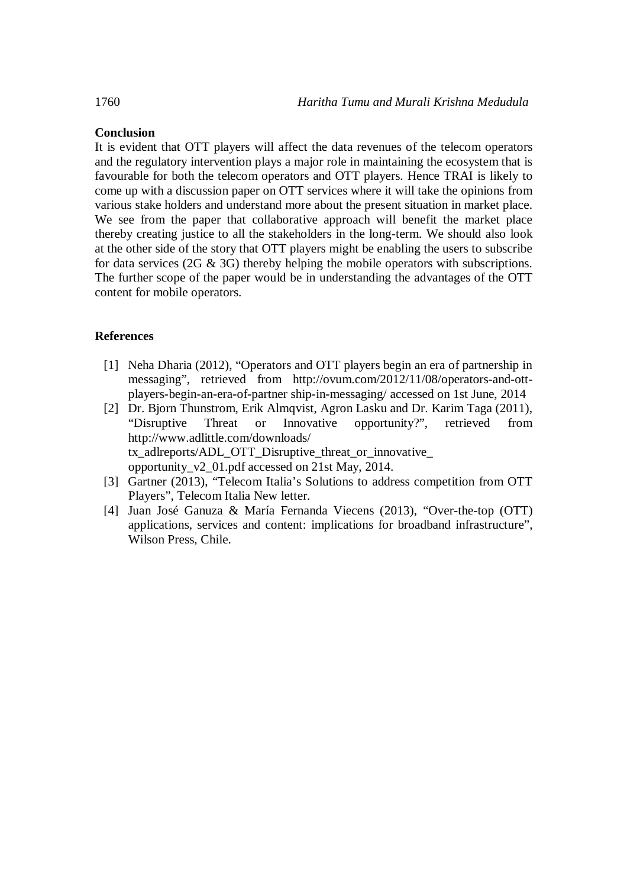## Conclusion

It is evident that OTT players will affect the data revenues of the telecom operators and the regulatory intervention plays a major role in maintaining the ecosystem that is favourable for both the telecom operators and OTT players. Hence TRAI is likely to come up with a discussion paper on OTT services where it will take the opinions from various stake holders and understand more about the present situation in market place. We see from the paper that collaborative approach will benefit the market place thereby creating justice to all the stakeholders in the long-term. We should also look at the other side of the story that OTT players might be enabling the users to subscribe for data services (2G & 3G) thereby helping the mobile operators with subscriptions. The further scope of the paper would be in understanding the advantages of the OTT content for mobile operators.

## References

[1] Neha Dharia (2012), "Operators and OTT players begin an era of partnership in messaging", retrieved from http://ovum.com/2012/11/08/operators-and-ott-players-begin-an-era-of-partner ship-in-messaging/ accessed on 1st June, 2014

[2] Dr. Bjorn Thunstrom, Erik Almqvist, Agron Lasku and Dr. Karim Taga (2011), "Disruptive Threat or Innovative opportunity?", retrieved from http://www.adlittle.com/downloads/tx_adlreports/ADL_OTT_Disruptive_threat_or_innovative_opportunity_v2_01.pdf accessed on 21st May, 2014.

[3] Gartner (2013), "Telecom Italia's Solutions to address competition from OTT Players", Telecom Italia New letter.

[4] Juan José Ganuza & María Fernanda Viecens (2013), "Over-the-top (OTT) applications, services and content: implications for broadband infrastructure", Wilson Press, Chile.